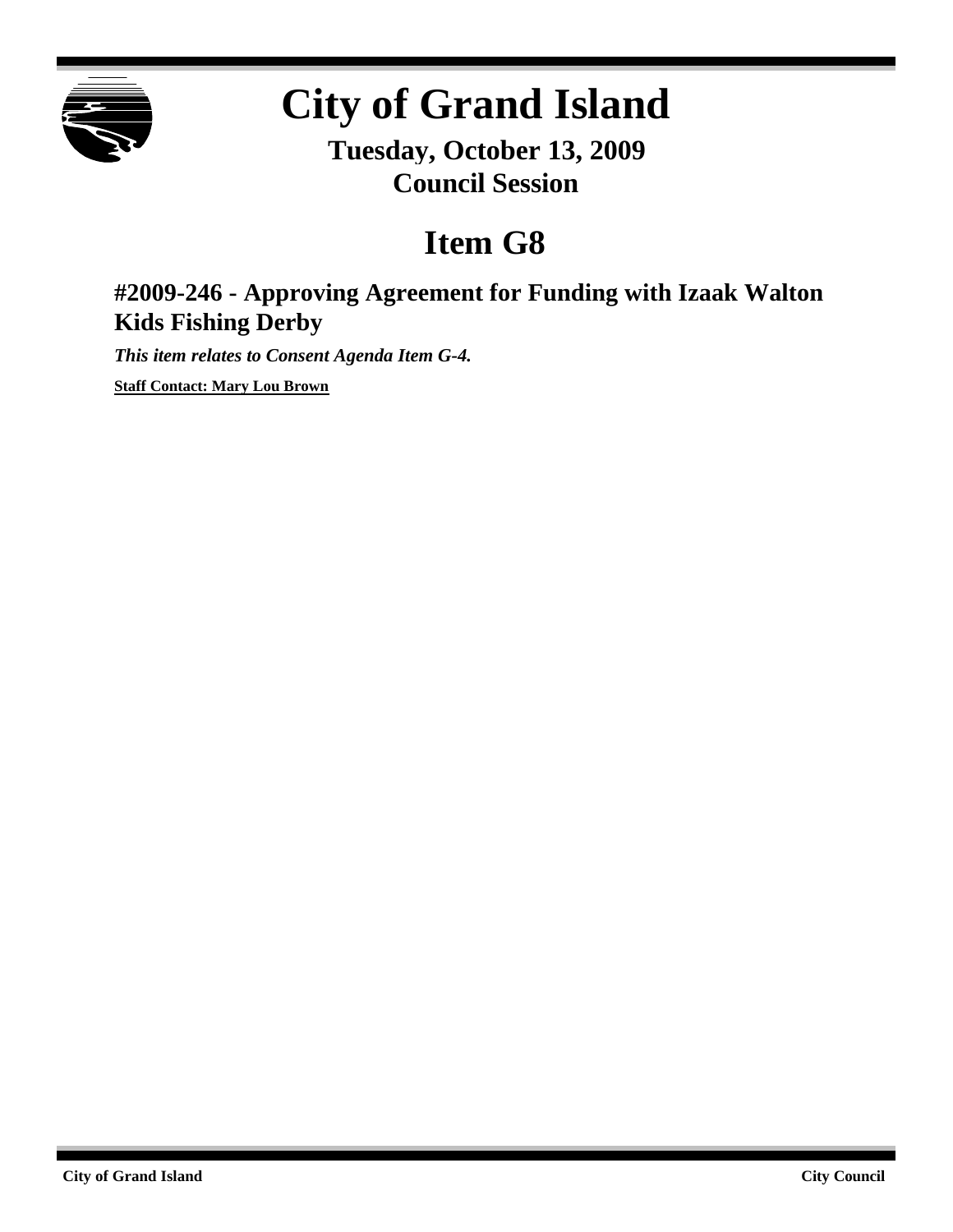# City of Grand Island

**Tuesday, October 13, 2009**
**Council Session**

# Item G8

## #2009-246 - Approving Agreement for Funding with Izaak Walton Kids Fishing Derby

***This item relates to Consent Agenda Item G-4.***

**Staff Contact: Mary Lou Brown**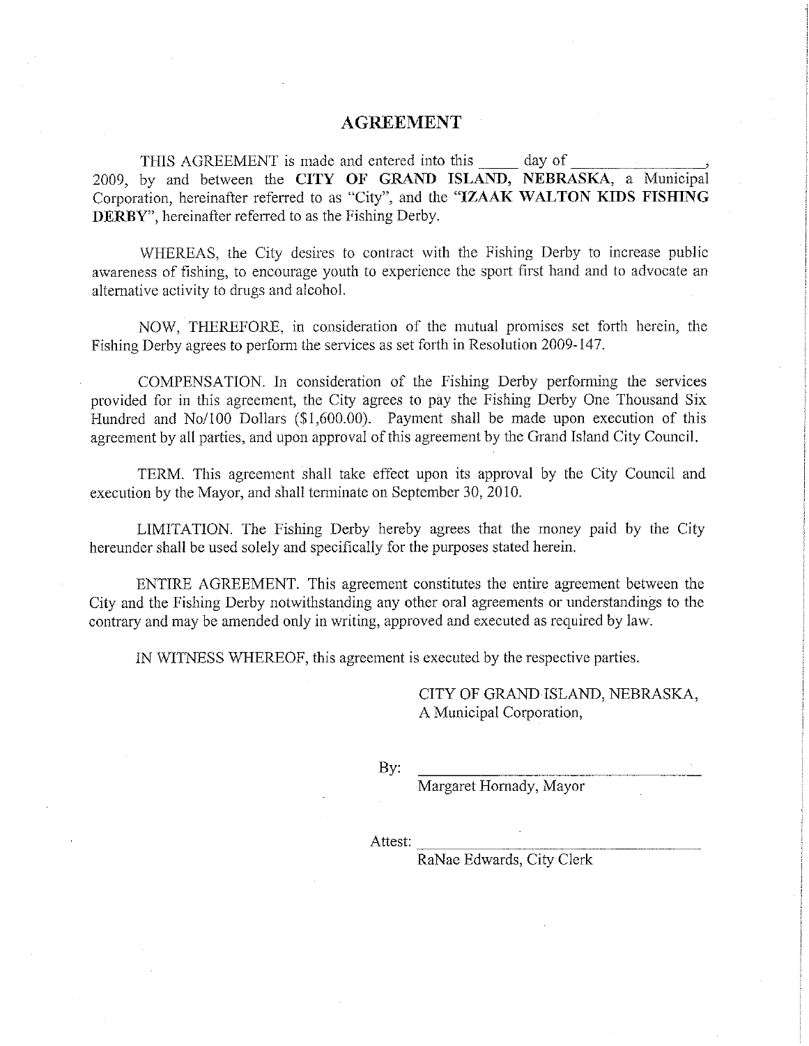# AGREEMENT

THIS AGREEMENT is made and entered into this _____ day of _________________, 2009, by and between the **CITY OF GRAND ISLAND, NEBRASKA**, a Municipal Corporation, hereinafter referred to as "City", and the "**IZAAK WALTON KIDS FISHING DERBY**", hereinafter referred to as the Fishing Derby.

WHEREAS, the City desires to contract with the Fishing Derby to increase public awareness of fishing, to encourage youth to experience the sport first hand and to advocate an alternative activity to drugs and alcohol.

NOW, THEREFORE, in consideration of the mutual promises set forth herein, the Fishing Derby agrees to perform the services as set forth in Resolution 2009-147.

COMPENSATION. In consideration of the Fishing Derby performing the services provided for in this agreement, the City agrees to pay the Fishing Derby One Thousand Six Hundred and No/100 Dollars ($1,600.00). Payment shall be made upon execution of this agreement by all parties, and upon approval of this agreement by the Grand Island City Council.

TERM. This agreement shall take effect upon its approval by the City Council and execution by the Mayor, and shall terminate on September 30, 2010.

LIMITATION. The Fishing Derby hereby agrees that the money paid by the City hereunder shall be used solely and specifically for the purposes stated herein.

ENTIRE AGREEMENT. This agreement constitutes the entire agreement between the City and the Fishing Derby notwithstanding any other oral agreements or understandings to the contrary and may be amended only in writing, approved and executed as required by law.

IN WITNESS WHEREOF, this agreement is executed by the respective parties.

CITY OF GRAND ISLAND, NEBRASKA,
A Municipal Corporation,

By: ___________________________________
Margaret Hornady, Mayor

Attest: ___________________________________
RaNae Edwards, City Clerk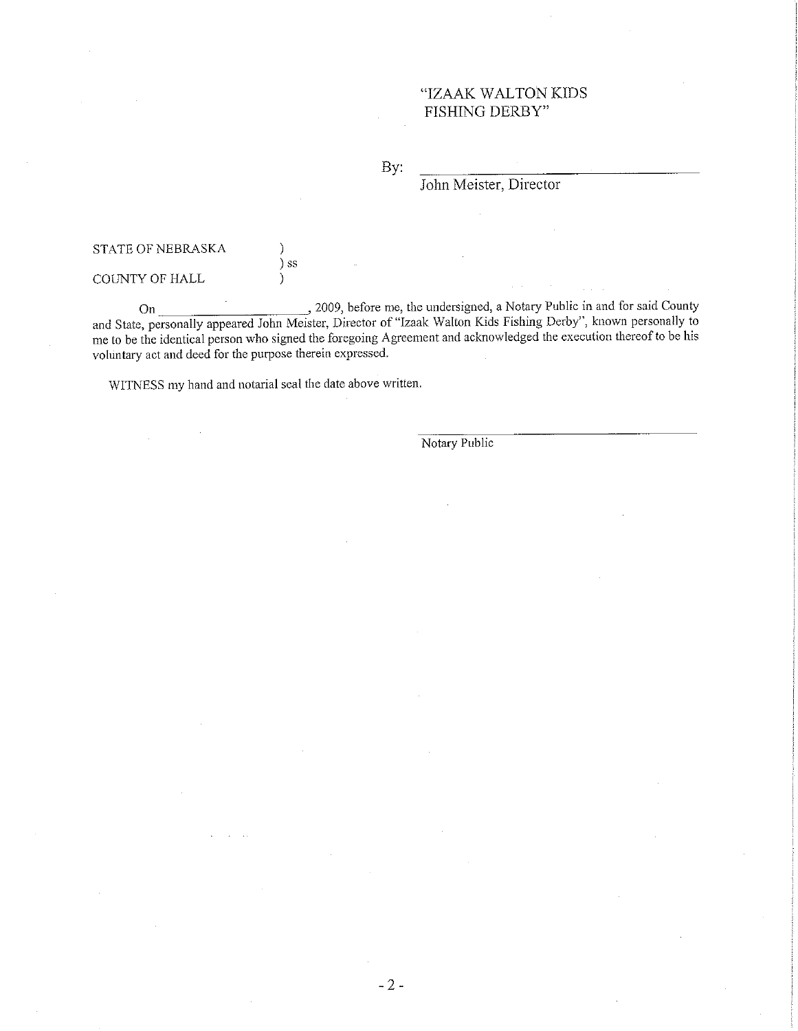"IZAAK WALTON KIDS FISHING DERBY"

By: ______________________________
John Meister, Director

STATE OF NEBRASKA )
) ss
COUNTY OF HALL )

On ____________________, 2009, before me, the undersigned, a Notary Public in and for said County and State, personally appeared John Meister, Director of "Izaak Walton Kids Fishing Derby", known personally to me to be the identical person who signed the foregoing Agreement and acknowledged the execution thereof to be his voluntary act and deed for the purpose therein expressed.

WITNESS my hand and notarial seal the date above written.

______________________________
Notary Public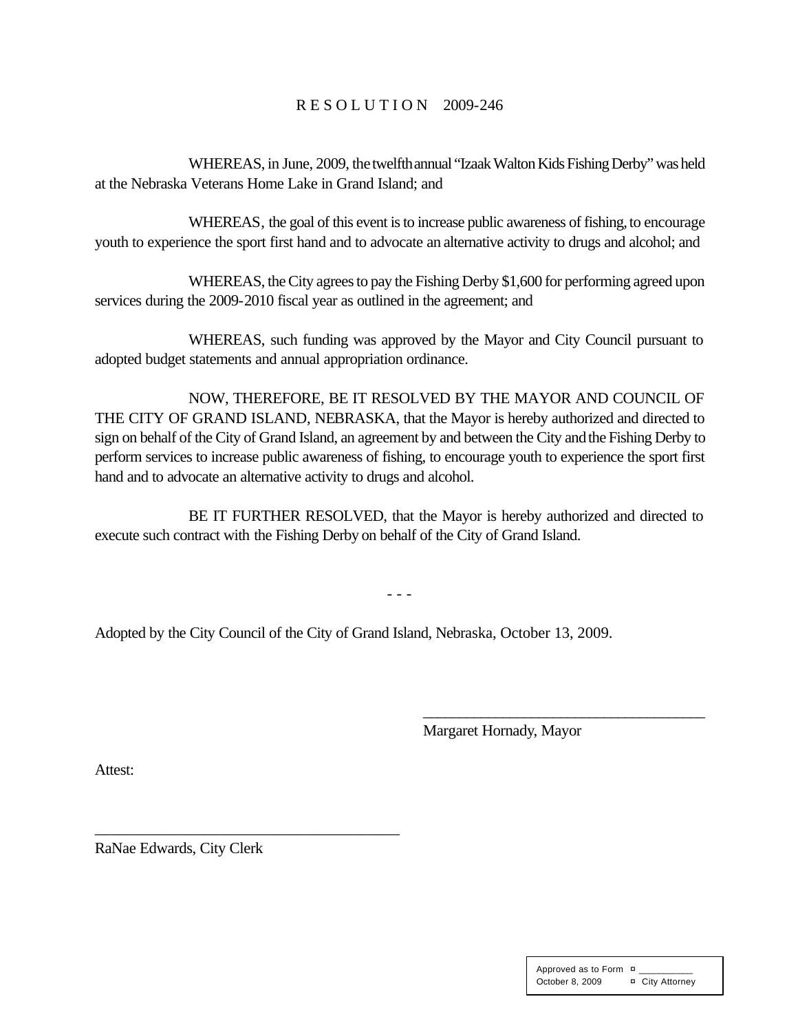# R E S O L U T I O N 2009-246

WHEREAS, in June, 2009, the twelfth annual "Izaak Walton Kids Fishing Derby" was held at the Nebraska Veterans Home Lake in Grand Island; and

WHEREAS, the goal of this event is to increase public awareness of fishing, to encourage youth to experience the sport first hand and to advocate an alternative activity to drugs and alcohol; and

WHEREAS, the City agrees to pay the Fishing Derby $1,600 for performing agreed upon services during the 2009-2010 fiscal year as outlined in the agreement; and

WHEREAS, such funding was approved by the Mayor and City Council pursuant to adopted budget statements and annual appropriation ordinance.

NOW, THEREFORE, BE IT RESOLVED BY THE MAYOR AND COUNCIL OF THE CITY OF GRAND ISLAND, NEBRASKA, that the Mayor is hereby authorized and directed to sign on behalf of the City of Grand Island, an agreement by and between the City and the Fishing Derby to perform services to increase public awareness of fishing, to encourage youth to experience the sport first hand and to advocate an alternative activity to drugs and alcohol.

BE IT FURTHER RESOLVED, that the Mayor is hereby authorized and directed to execute such contract with the Fishing Derby on behalf of the City of Grand Island.

- - -

Adopted by the City Council of the City of Grand Island, Nebraska, October 13, 2009.

\_\_\_\_\_\_\_\_\_\_\_\_\_\_\_\_\_\_\_\_\_\_\_\_\_\_\_\_\_\_\_\_\_\_\_\_\_\_

Margaret Hornady, Mayor

Attest:

\_\_\_\_\_\_\_\_\_\_\_\_\_\_\_\_\_\_\_\_\_\_\_\_\_\_\_\_\_\_\_\_\_\_\_\_\_\_

RaNae Edwards, City Clerk

Approved as to Form ¤ \_\_\_\_\_\_\_\_\_\_
October 8, 2009 ¤ City Attorney